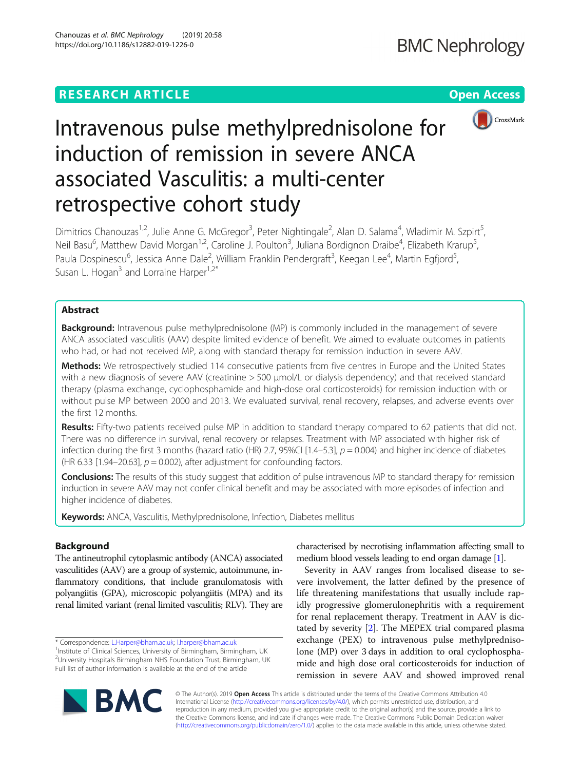RESEARCH ARTICLE

Open Access

# Intravenous pulse methylprednisolone for induction of remission in severe ANCA associated Vasculitis: a multi-center retrospective cohort study

Dimitrios Chanouzas[1,2], Julie Anne G. McGregor[3], Peter Nightingale[2], Alan D. Salama[4], Wladimir M. Szpirt[5], Neil Basu[6], Matthew David Morgan[1,2], Caroline J. Poulton[3], Juliana Bordignon Draibe[4], Elizabeth Krarup[5], Paula Dospinescu[6], Jessica Anne Dale[2], William Franklin Pendergraft[3], Keegan Lee[4], Martin Egfjord[5], Susan L. Hogan[3] and Lorraine Harper[1,2*]

## Abstract

**Background:** Intravenous pulse methylprednisolone (MP) is commonly included in the management of severe ANCA associated vasculitis (AAV) despite limited evidence of benefit. We aimed to evaluate outcomes in patients who had, or had not received MP, along with standard therapy for remission induction in severe AAV.

**Methods:** We retrospectively studied 114 consecutive patients from five centres in Europe and the United States with a new diagnosis of severe AAV (creatinine > 500 μmol/L or dialysis dependency) and that received standard therapy (plasma exchange, cyclophosphamide and high-dose oral corticosteroids) for remission induction with or without pulse MP between 2000 and 2013. We evaluated survival, renal recovery, relapses, and adverse events over the first 12 months.

**Results:** Fifty-two patients received pulse MP in addition to standard therapy compared to 62 patients that did not. There was no difference in survival, renal recovery or relapses. Treatment with MP associated with higher risk of infection during the first 3 months (hazard ratio (HR) 2.7, 95%CI [1.4–5.3], $p = 0.004$) and higher incidence of diabetes (HR 6.33 [1.94–20.63], $p = 0.002$), after adjustment for confounding factors.

**Conclusions:** The results of this study suggest that addition of pulse intravenous MP to standard therapy for remission induction in severe AAV may not confer clinical benefit and may be associated with more episodes of infection and higher incidence of diabetes.

**Keywords:** ANCA, Vasculitis, Methylprednisolone, Infection, Diabetes mellitus

## Background

The antineutrophil cytoplasmic antibody (ANCA) associated vasculitides (AAV) are a group of systemic, autoimmune, inflammatory conditions, that include granulomatosis with polyangiitis (GPA), microscopic polyangiitis (MPA) and its renal limited variant (renal limited vasculitis; RLV). They are characterised by necrotising inflammation affecting small to medium blood vessels leading to end organ damage [1].

Severity in AAV ranges from localised disease to severe involvement, the latter defined by the presence of life threatening manifestations that usually include rapidly progressive glomerulonephritis with a requirement for renal replacement therapy. Treatment in AAV is dictated by severity [2]. The MEPEX trial compared plasma exchange (PEX) to intravenous pulse methylprednisolone (MP) over 3 days in addition to oral cyclophosphamide and high dose oral corticosteroids for induction of remission in severe AAV and showed improved renal

* Correspondence: L.Harper@bham.ac.uk; l.harper@bham.ac.uk
[1]Institute of Clinical Sciences, University of Birmingham, Birmingham, UK
[2]University Hospitals Birmingham NHS Foundation Trust, Birmingham, UK
Full list of author information is available at the end of the article

© The Author(s). 2019 **Open Access** This article is distributed under the terms of the Creative Commons Attribution 4.0 International License (http://creativecommons.org/licenses/by/4.0/), which permits unrestricted use, distribution, and reproduction in any medium, provided you give appropriate credit to the original author(s) and the source, provide a link to the Creative Commons license, and indicate if changes were made. The Creative Commons Public Domain Dedication waiver (http://creativecommons.org/publicdomain/zero/1.0/) applies to the data made available in this article, unless otherwise stated.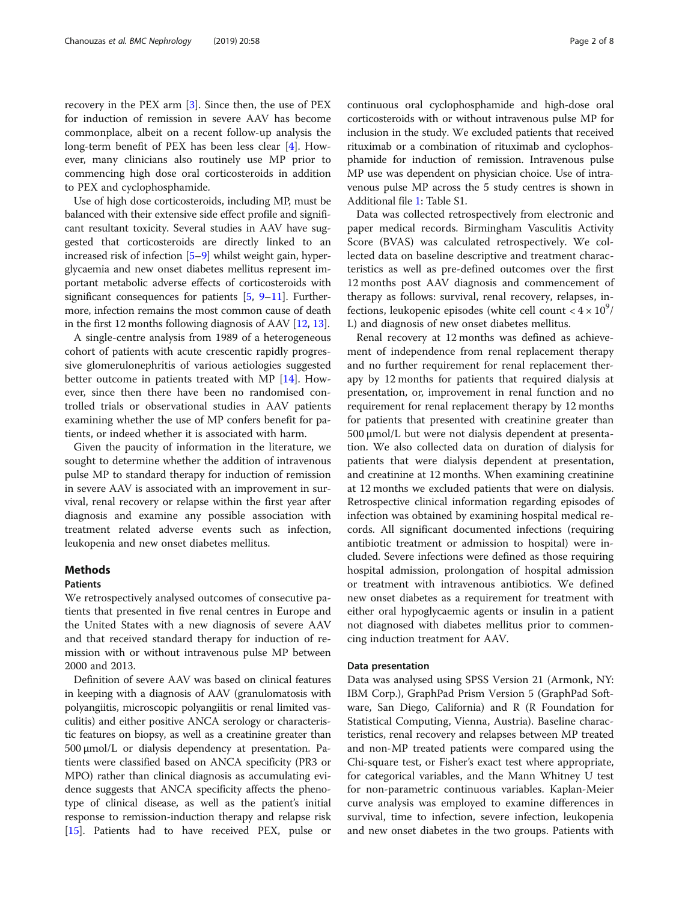recovery in the PEX arm [3]. Since then, the use of PEX for induction of remission in severe AAV has become commonplace, albeit on a recent follow-up analysis the long-term benefit of PEX has been less clear [4]. However, many clinicians also routinely use MP prior to commencing high dose oral corticosteroids in addition to PEX and cyclophosphamide.

Use of high dose corticosteroids, including MP, must be balanced with their extensive side effect profile and significant resultant toxicity. Several studies in AAV have suggested that corticosteroids are directly linked to an increased risk of infection [5–9] whilst weight gain, hyperglycaemia and new onset diabetes mellitus represent important metabolic adverse effects of corticosteroids with significant consequences for patients [5, 9–11]. Furthermore, infection remains the most common cause of death in the first 12 months following diagnosis of AAV [12, 13].

A single-centre analysis from 1989 of a heterogeneous cohort of patients with acute crescentic rapidly progressive glomerulonephritis of various aetiologies suggested better outcome in patients treated with MP [14]. However, since then there have been no randomised controlled trials or observational studies in AAV patients examining whether the use of MP confers benefit for patients, or indeed whether it is associated with harm.

Given the paucity of information in the literature, we sought to determine whether the addition of intravenous pulse MP to standard therapy for induction of remission in severe AAV is associated with an improvement in survival, renal recovery or relapse within the first year after diagnosis and examine any possible association with treatment related adverse events such as infection, leukopenia and new onset diabetes mellitus.

## Methods

### Patients

We retrospectively analysed outcomes of consecutive patients that presented in five renal centres in Europe and the United States with a new diagnosis of severe AAV and that received standard therapy for induction of remission with or without intravenous pulse MP between 2000 and 2013.

Definition of severe AAV was based on clinical features in keeping with a diagnosis of AAV (granulomatosis with polyangiitis, microscopic polyangiitis or renal limited vasculitis) and either positive ANCA serology or characteristic features on biopsy, as well as a creatinine greater than 500 μmol/L or dialysis dependency at presentation. Patients were classified based on ANCA specificity (PR3 or MPO) rather than clinical diagnosis as accumulating evidence suggests that ANCA specificity affects the phenotype of clinical disease, as well as the patient's initial response to remission-induction therapy and relapse risk [15]. Patients had to have received PEX, pulse or continuous oral cyclophosphamide and high-dose oral corticosteroids with or without intravenous pulse MP for inclusion in the study. We excluded patients that received rituximab or a combination of rituximab and cyclophosphamide for induction of remission. Intravenous pulse MP use was dependent on physician choice. Use of intravenous pulse MP across the 5 study centres is shown in Additional file 1: Table S1.

Data was collected retrospectively from electronic and paper medical records. Birmingham Vasculitis Activity Score (BVAS) was calculated retrospectively. We collected data on baseline descriptive and treatment characteristics as well as pre-defined outcomes over the first 12 months post AAV diagnosis and commencement of therapy as follows: survival, renal recovery, relapses, infections, leukopenic episodes (white cell count $< 4 \times 10^9$/L) and diagnosis of new onset diabetes mellitus.

Renal recovery at 12 months was defined as achievement of independence from renal replacement therapy and no further requirement for renal replacement therapy by 12 months for patients that required dialysis at presentation, or, improvement in renal function and no requirement for renal replacement therapy by 12 months for patients that presented with creatinine greater than 500 μmol/L but were not dialysis dependent at presentation. We also collected data on duration of dialysis for patients that were dialysis dependent at presentation, and creatinine at 12 months. When examining creatinine at 12 months we excluded patients that were on dialysis. Retrospective clinical information regarding episodes of infection was obtained by examining hospital medical records. All significant documented infections (requiring antibiotic treatment or admission to hospital) were included. Severe infections were defined as those requiring hospital admission, prolongation of hospital admission or treatment with intravenous antibiotics. We defined new onset diabetes as a requirement for treatment with either oral hypoglycaemic agents or insulin in a patient not diagnosed with diabetes mellitus prior to commencing induction treatment for AAV.

### Data presentation

Data was analysed using SPSS Version 21 (Armonk, NY: IBM Corp.), GraphPad Prism Version 5 (GraphPad Software, San Diego, California) and R (R Foundation for Statistical Computing, Vienna, Austria). Baseline characteristics, renal recovery and relapses between MP treated and non-MP treated patients were compared using the Chi-square test, or Fisher's exact test where appropriate, for categorical variables, and the Mann Whitney U test for non-parametric continuous variables. Kaplan-Meier curve analysis was employed to examine differences in survival, time to infection, severe infection, leukopenia and new onset diabetes in the two groups. Patients with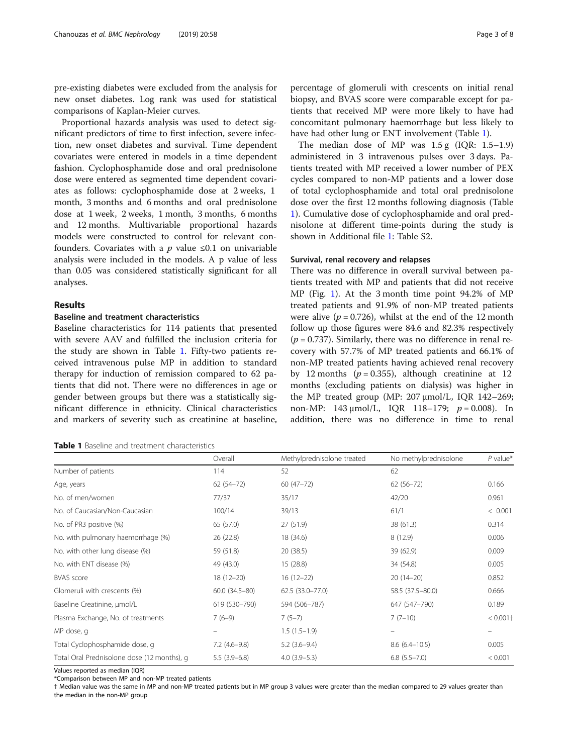pre-existing diabetes were excluded from the analysis for new onset diabetes. Log rank was used for statistical comparisons of Kaplan-Meier curves.

Proportional hazards analysis was used to detect significant predictors of time to first infection, severe infection, new onset diabetes and survival. Time dependent covariates were entered in models in a time dependent fashion. Cyclophosphamide dose and oral prednisolone dose were entered as segmented time dependent covariates as follows: cyclophosphamide dose at 2 weeks, 1 month, 3 months and 6 months and oral prednisolone dose at 1 week, 2 weeks, 1 month, 3 months, 6 months and 12 months. Multivariable proportional hazards models were constructed to control for relevant confounders. Covariates with a $p$ value ≤0.1 on univariable analysis were included in the models. A p value of less than 0.05 was considered statistically significant for all analyses.

## Results

### Baseline and treatment characteristics

Baseline characteristics for 114 patients that presented with severe AAV and fulfilled the inclusion criteria for the study are shown in Table 1. Fifty-two patients received intravenous pulse MP in addition to standard therapy for induction of remission compared to 62 patients that did not. There were no differences in age or gender between groups but there was a statistically significant difference in ethnicity. Clinical characteristics and markers of severity such as creatinine at baseline, percentage of glomeruli with crescents on initial renal biopsy, and BVAS score were comparable except for patients that received MP were more likely to have had concomitant pulmonary haemorrhage but less likely to have had other lung or ENT involvement (Table 1).

The median dose of MP was 1.5 g (IQR: 1.5–1.9) administered in 3 intravenous pulses over 3 days. Patients treated with MP received a lower number of PEX cycles compared to non-MP patients and a lower dose of total cyclophosphamide and total oral prednisolone dose over the first 12 months following diagnosis (Table 1). Cumulative dose of cyclophosphamide and oral prednisolone at different time-points during the study is shown in Additional file 1: Table S2.

### Survival, renal recovery and relapses

There was no difference in overall survival between patients treated with MP and patients that did not receive MP (Fig. 1). At the 3 month time point 94.2% of MP treated patients and 91.9% of non-MP treated patients were alive ($p = 0.726$), whilst at the end of the 12 month follow up those figures were 84.6 and 82.3% respectively ($p = 0.737$). Similarly, there was no difference in renal recovery with 57.7% of MP treated patients and 66.1% of non-MP treated patients having achieved renal recovery by 12 months ($p = 0.355$), although creatinine at 12 months (excluding patients on dialysis) was higher in the MP treated group (MP: 207 μmol/L, IQR 142–269; non-MP: 143 μmol/L, IQR 118–179; $p = 0.008$). In addition, there was no difference in time to renal

**Table 1** Baseline and treatment characteristics

| | Overall | Methylprednisolone treated | No methylprednisolone | $P$ value* |
|---|---|---|---|---|
| Number of patients | 114 | 52 | 62 | |
| Age, years | 62 (54–72) | 60 (47–72) | 62 (56–72) | 0.166 |
| No. of men/women | 77/37 | 35/17 | 42/20 | 0.961 |
| No. of Caucasian/Non-Caucasian | 100/14 | 39/13 | 61/1 | < 0.001 |
| No. of PR3 positive (%) | 65 (57.0) | 27 (51.9) | 38 (61.3) | 0.314 |
| No. with pulmonary haemorrhage (%) | 26 (22.8) | 18 (34.6) | 8 (12.9) | 0.006 |
| No. with other lung disease (%) | 59 (51.8) | 20 (38.5) | 39 (62.9) | 0.009 |
| No. with ENT disease (%) | 49 (43.0) | 15 (28.8) | 34 (54.8) | 0.005 |
| BVAS score | 18 (12–20) | 16 (12–22) | 20 (14–20) | 0.852 |
| Glomeruli with crescents (%) | 60.0 (34.5–80) | 62.5 (33.0–77.0) | 58.5 (37.5–80.0) | 0.666 |
| Baseline Creatinine, μmol/L | 619 (530–790) | 594 (506–787) | 647 (547–790) | 0.189 |
| Plasma Exchange, No. of treatments | 7 (6–9) | 7 (5–7) | 7 (7–10) | < 0.001† |
| MP dose, g | – | 1.5 (1.5–1.9) | – | – |
| Total Cyclophosphamide dose, g | 7.2 (4.6–9.8) | 5.2 (3.6–9.4) | 8.6 (6.4–10.5) | 0.005 |
| Total Oral Prednisolone dose (12 months), g | 5.5 (3.9–6.8) | 4.0 (3.9–5.3) | 6.8 (5.5–7.0) | < 0.001 |

Values reported as median (IQR)

*Comparison between MP and non-MP treated patients

† Median value was the same in MP and non-MP treated patients but in MP group 3 values were greater than the median compared to 29 values greater than the median in the non-MP group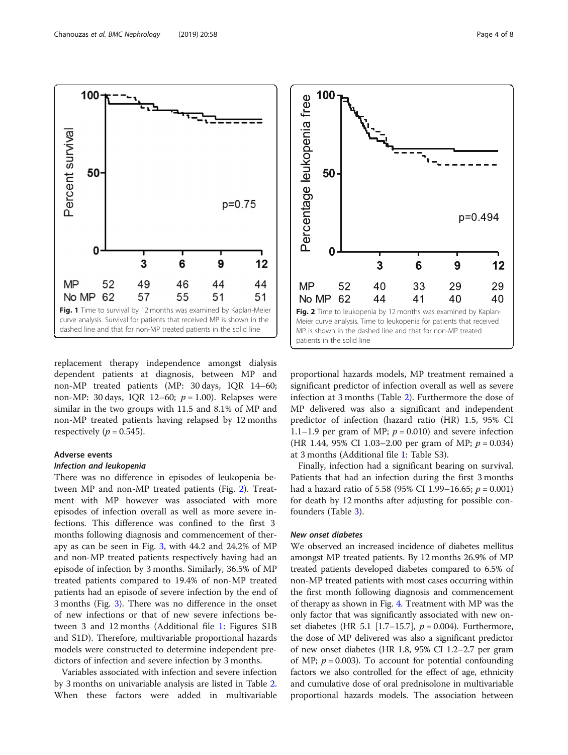Fig. 1 Time to survival by 12 months was examined by Kaplan-Meier curve analysis. Survival for patients that received MP is shown in the dashed line and that for non-MP treated patients in the solid line

Fig. 2 Time to leukopenia by 12 months was examined by Kaplan-Meier curve analysis. Time to leukopenia for patients that received MP is shown in the dashed line and that for non-MP treated patients in the solid line

replacement therapy independence amongst dialysis dependent patients at diagnosis, between MP and non-MP treated patients (MP: 30 days, IQR 14–60; non-MP: 30 days, IQR 12–60; $p = 1.00$). Relapses were similar in the two groups with 11.5 and 8.1% of MP and non-MP treated patients having relapsed by 12 months respectively ($p = 0.545$).

## Adverse events

### *Infection and leukopenia*

There was no difference in episodes of leukopenia between MP and non-MP treated patients (Fig. 2). Treatment with MP however was associated with more episodes of infection overall as well as more severe infections. This difference was confined to the first 3 months following diagnosis and commencement of therapy as can be seen in Fig. 3, with 44.2 and 24.2% of MP and non-MP treated patients respectively having had an episode of infection by 3 months. Similarly, 36.5% of MP treated patients compared to 19.4% of non-MP treated patients had an episode of severe infection by the end of 3 months (Fig. 3). There was no difference in the onset of new infections or that of new severe infections between 3 and 12 months (Additional file 1: Figures S1B and S1D). Therefore, multivariable proportional hazards models were constructed to determine independent predictors of infection and severe infection by 3 months.

Variables associated with infection and severe infection by 3 months on univariable analysis are listed in Table 2. When these factors were added in multivariable proportional hazards models, MP treatment remained a significant predictor of infection overall as well as severe infection at 3 months (Table 2). Furthermore the dose of MP delivered was also a significant and independent predictor of infection (hazard ratio (HR) 1.5, 95% CI 1.1–1.9 per gram of MP; $p = 0.010$) and severe infection (HR 1.44, 95% CI 1.03–2.00 per gram of MP; $p = 0.034$) at 3 months (Additional file 1: Table S3).

Finally, infection had a significant bearing on survival. Patients that had an infection during the first 3 months had a hazard ratio of 5.58 (95% CI 1.99–16.65; $p = 0.001$) for death by 12 months after adjusting for possible confounders (Table 3).

### *New onset diabetes*

We observed an increased incidence of diabetes mellitus amongst MP treated patients. By 12 months 26.9% of MP treated patients developed diabetes compared to 6.5% of non-MP treated patients with most cases occurring within the first month following diagnosis and commencement of therapy as shown in Fig. 4. Treatment with MP was the only factor that was significantly associated with new onset diabetes (HR 5.1 [1.7–15.7], $p = 0.004$). Furthermore, the dose of MP delivered was also a significant predictor of new onset diabetes (HR 1.8, 95% CI 1.2–2.7 per gram of MP; $p = 0.003$). To account for potential confounding factors we also controlled for the effect of age, ethnicity and cumulative dose of oral prednisolone in multivariable proportional hazards models. The association between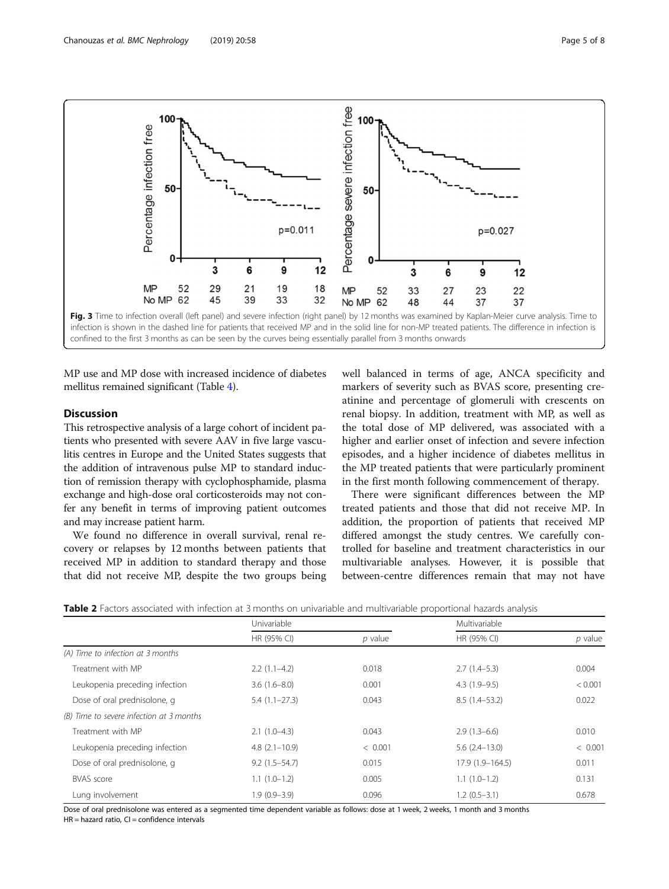Fig. 3 Time to infection overall (left panel) and severe infection (right panel) by 12 months was examined by Kaplan-Meier curve analysis. Time to infection is shown in the dashed line for patients that received MP and in the solid line for non-MP treated patients. The difference in infection is confined to the first 3 months as can be seen by the curves being essentially parallel from 3 months onwards

MP use and MP dose with increased incidence of diabetes mellitus remained significant (Table 4).

## Discussion

This retrospective analysis of a large cohort of incident patients who presented with severe AAV in five large vasculitis centres in Europe and the United States suggests that the addition of intravenous pulse MP to standard induction of remission therapy with cyclophosphamide, plasma exchange and high-dose oral corticosteroids may not confer any benefit in terms of improving patient outcomes and may increase patient harm.

We found no difference in overall survival, renal recovery or relapses by 12 months between patients that received MP in addition to standard therapy and those that did not receive MP, despite the two groups being well balanced in terms of age, ANCA specificity and markers of severity such as BVAS score, presenting creatinine and percentage of glomeruli with crescents on renal biopsy. In addition, treatment with MP, as well as the total dose of MP delivered, was associated with a higher and earlier onset of infection and severe infection episodes, and a higher incidence of diabetes mellitus in the MP treated patients that were particularly prominent in the first month following commencement of therapy.

There were significant differences between the MP treated patients and those that did not receive MP. In addition, the proportion of patients that received MP differed amongst the study centres. We carefully controlled for baseline and treatment characteristics in our multivariable analyses. However, it is possible that between-centre differences remain that may not have

**Table 2** Factors associated with infection at 3 months on univariable and multivariable proportional hazards analysis

| | Univariable | | Multivariable | |
|---|---|---|---|---|
| | HR (95% CI) | *p* value | HR (95% CI) | *p* value |
| *(A) Time to infection at 3 months* | | | | |
| Treatment with MP | 2.2 (1.1–4.2) | 0.018 | 2.7 (1.4–5.3) | 0.004 |
| Leukopenia preceding infection | 3.6 (1.6–8.0) | 0.001 | 4.3 (1.9–9.5) | < 0.001 |
| Dose of oral prednisolone, g | 5.4 (1.1–27.3) | 0.043 | 8.5 (1.4–53.2) | 0.022 |
| *(B) Time to severe infection at 3 months* | | | | |
| Treatment with MP | 2.1 (1.0–4.3) | 0.043 | 2.9 (1.3–6.6) | 0.010 |
| Leukopenia preceding infection | 4.8 (2.1–10.9) | < 0.001 | 5.6 (2.4–13.0) | < 0.001 |
| Dose of oral prednisolone, g | 9.2 (1.5–54.7) | 0.015 | 17.9 (1.9–164.5) | 0.011 |
| BVAS score | 1.1 (1.0–1.2) | 0.005 | 1.1 (1.0–1.2) | 0.131 |
| Lung involvement | 1.9 (0.9–3.9) | 0.096 | 1.2 (0.5–3.1) | 0.678 |

Dose of oral prednisolone was entered as a segmented time dependent variable as follows: dose at 1 week, 2 weeks, 1 month and 3 months
HR = hazard ratio, CI = confidence intervals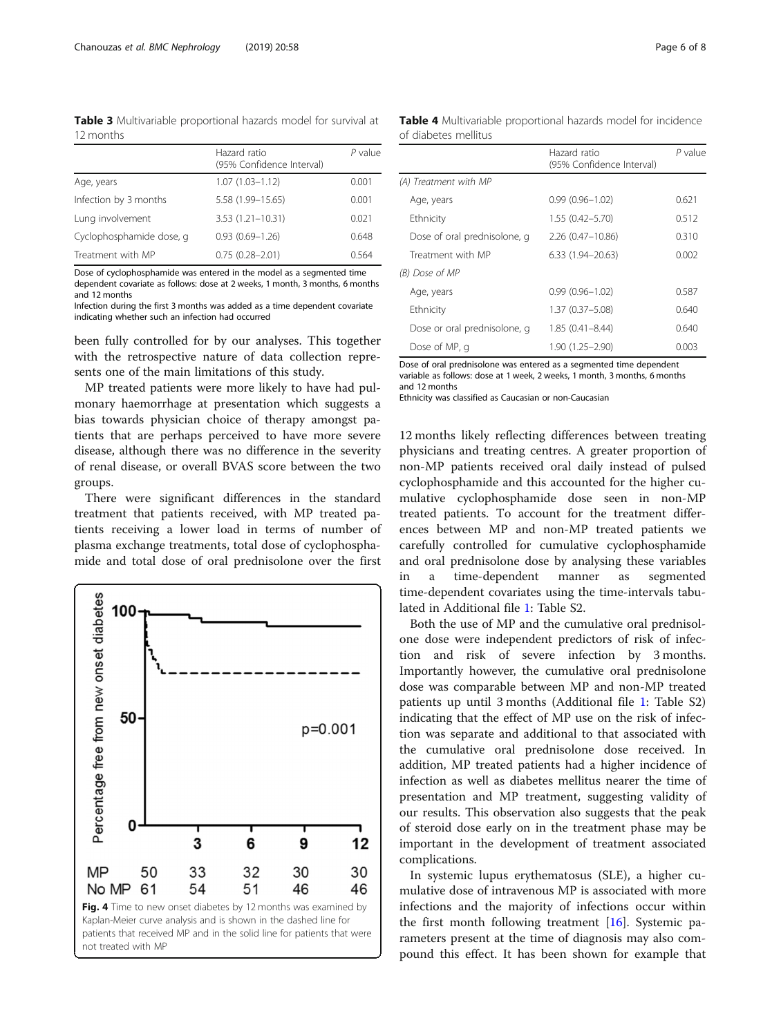**Table 3** Multivariable proportional hazards model for survival at 12 months

| | Hazard ratio (95% Confidence Interval) | P value |
|---|---|---|
| Age, years | 1.07 (1.03–1.12) | 0.001 |
| Infection by 3 months | 5.58 (1.99–15.65) | 0.001 |
| Lung involvement | 3.53 (1.21–10.31) | 0.021 |
| Cyclophosphamide dose, g | 0.93 (0.69–1.26) | 0.648 |
| Treatment with MP | 0.75 (0.28–2.01) | 0.564 |

Dose of cyclophosphamide was entered in the model as a segmented time dependent covariate as follows: dose at 2 weeks, 1 month, 3 months, 6 months and 12 months

Infection during the first 3 months was added as a time dependent covariate indicating whether such an infection had occurred

been fully controlled for by our analyses. This together with the retrospective nature of data collection represents one of the main limitations of this study.

MP treated patients were more likely to have had pulmonary haemorrhage at presentation which suggests a bias towards physician choice of therapy amongst patients that are perhaps perceived to have more severe disease, although there was no difference in the severity of renal disease, or overall BVAS score between the two groups.

There were significant differences in the standard treatment that patients received, with MP treated patients receiving a lower load in terms of number of plasma exchange treatments, total dose of cyclophosphamide and total dose of oral prednisolone over the first

Fig. 4 Time to new onset diabetes by 12 months was examined by Kaplan-Meier curve analysis and is shown in the dashed line for patients that received MP and in the solid line for patients that were not treated with MP

**Table 4** Multivariable proportional hazards model for incidence of diabetes mellitus

| | Hazard ratio (95% Confidence Interval) | P value |
|---|---|---|
| *(A) Treatment with MP* | | |
| Age, years | 0.99 (0.96–1.02) | 0.621 |
| Ethnicity | 1.55 (0.42–5.70) | 0.512 |
| Dose of oral prednisolone, g | 2.26 (0.47–10.86) | 0.310 |
| Treatment with MP | 6.33 (1.94–20.63) | 0.002 |
| *(B) Dose of MP* | | |
| Age, years | 0.99 (0.96–1.02) | 0.587 |
| Ethnicity | 1.37 (0.37–5.08) | 0.640 |
| Dose or oral prednisolone, g | 1.85 (0.41–8.44) | 0.640 |
| Dose of MP, g | 1.90 (1.25–2.90) | 0.003 |

Dose of oral prednisolone was entered as a segmented time dependent variable as follows: dose at 1 week, 2 weeks, 1 month, 3 months, 6 months and 12 months

Ethnicity was classified as Caucasian or non-Caucasian

12 months likely reflecting differences between treating physicians and treating centres. A greater proportion of non-MP patients received oral daily instead of pulsed cyclophosphamide and this accounted for the higher cumulative cyclophosphamide dose seen in non-MP treated patients. To account for the treatment differences between MP and non-MP treated patients we carefully controlled for cumulative cyclophosphamide and oral prednisolone dose by analysing these variables in a time-dependent manner as segmented time-dependent covariates using the time-intervals tabulated in Additional file 1: Table S2.

Both the use of MP and the cumulative oral prednisolone dose were independent predictors of risk of infection and risk of severe infection by 3 months. Importantly however, the cumulative oral prednisolone dose was comparable between MP and non-MP treated patients up until 3 months (Additional file 1: Table S2) indicating that the effect of MP use on the risk of infection was separate and additional to that associated with the cumulative oral prednisolone dose received. In addition, MP treated patients had a higher incidence of infection as well as diabetes mellitus nearer the time of presentation and MP treatment, suggesting validity of our results. This observation also suggests that the peak of steroid dose early on in the treatment phase may be important in the development of treatment associated complications.

In systemic lupus erythematosus (SLE), a higher cumulative dose of intravenous MP is associated with more infections and the majority of infections occur within the first month following treatment [16]. Systemic parameters present at the time of diagnosis may also compound this effect. It has been shown for example that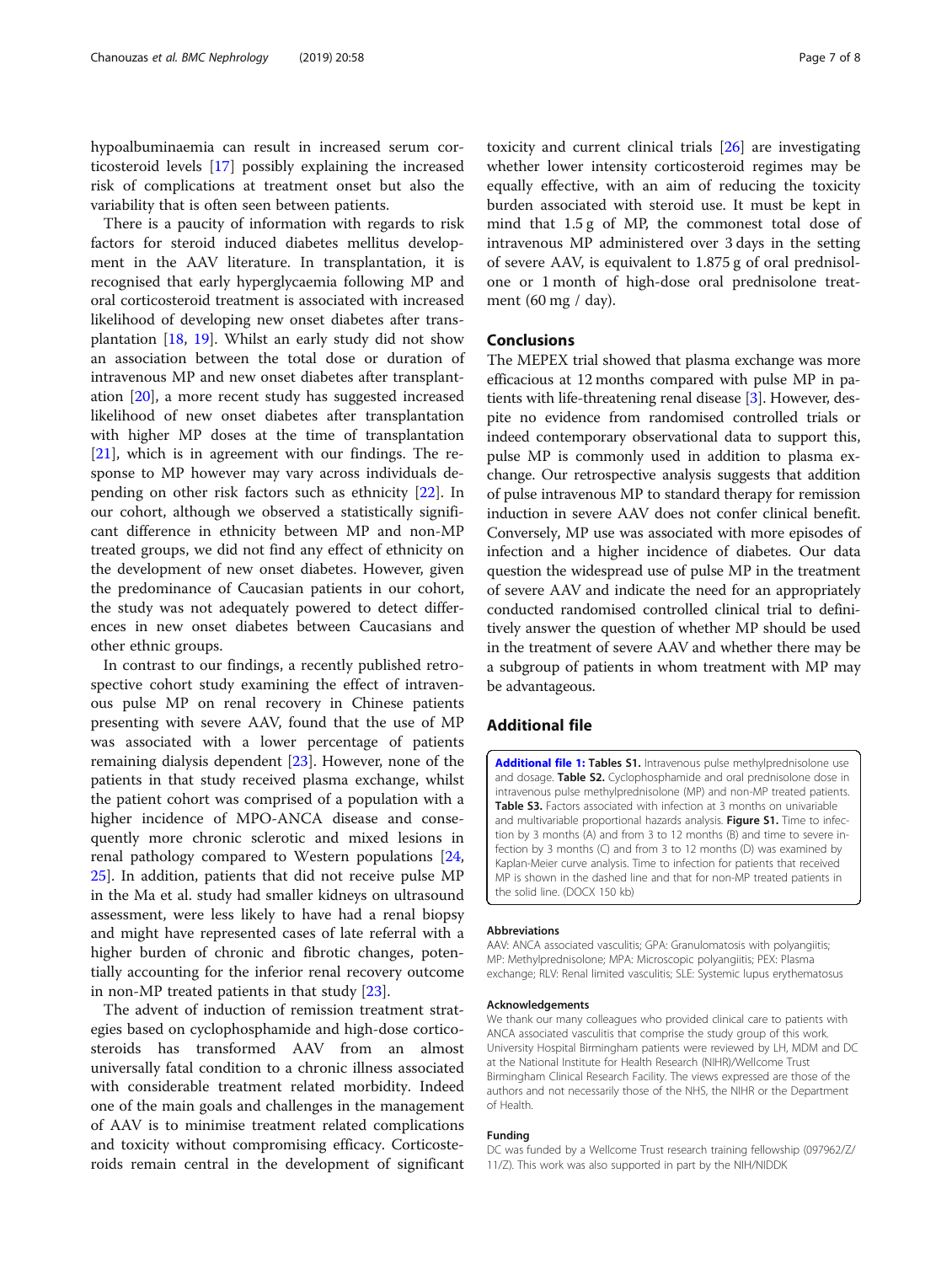hypoalbuminaemia can result in increased serum corticosteroid levels [17] possibly explaining the increased risk of complications at treatment onset but also the variability that is often seen between patients.

There is a paucity of information with regards to risk factors for steroid induced diabetes mellitus development in the AAV literature. In transplantation, it is recognised that early hyperglycaemia following MP and oral corticosteroid treatment is associated with increased likelihood of developing new onset diabetes after transplantation [18, 19]. Whilst an early study did not show an association between the total dose or duration of intravenous MP and new onset diabetes after transplantation [20], a more recent study has suggested increased likelihood of new onset diabetes after transplantation with higher MP doses at the time of transplantation [21], which is in agreement with our findings. The response to MP however may vary across individuals depending on other risk factors such as ethnicity [22]. In our cohort, although we observed a statistically significant difference in ethnicity between MP and non-MP treated groups, we did not find any effect of ethnicity on the development of new onset diabetes. However, given the predominance of Caucasian patients in our cohort, the study was not adequately powered to detect differences in new onset diabetes between Caucasians and other ethnic groups.

In contrast to our findings, a recently published retrospective cohort study examining the effect of intravenous pulse MP on renal recovery in Chinese patients presenting with severe AAV, found that the use of MP was associated with a lower percentage of patients remaining dialysis dependent [23]. However, none of the patients in that study received plasma exchange, whilst the patient cohort was comprised of a population with a higher incidence of MPO-ANCA disease and consequently more chronic sclerotic and mixed lesions in renal pathology compared to Western populations [24, 25]. In addition, patients that did not receive pulse MP in the Ma et al. study had smaller kidneys on ultrasound assessment, were less likely to have had a renal biopsy and might have represented cases of late referral with a higher burden of chronic and fibrotic changes, potentially accounting for the inferior renal recovery outcome in non-MP treated patients in that study [23].

The advent of induction of remission treatment strategies based on cyclophosphamide and high-dose corticosteroids has transformed AAV from an almost universally fatal condition to a chronic illness associated with considerable treatment related morbidity. Indeed one of the main goals and challenges in the management of AAV is to minimise treatment related complications and toxicity without compromising efficacy. Corticosteroids remain central in the development of significant toxicity and current clinical trials [26] are investigating whether lower intensity corticosteroid regimes may be equally effective, with an aim of reducing the toxicity burden associated with steroid use. It must be kept in mind that 1.5 g of MP, the commonest total dose of intravenous MP administered over 3 days in the setting of severe AAV, is equivalent to 1.875 g of oral prednisolone or 1 month of high-dose oral prednisolone treatment (60 mg / day).

## Conclusions

The MEPEX trial showed that plasma exchange was more efficacious at 12 months compared with pulse MP in patients with life-threatening renal disease [3]. However, despite no evidence from randomised controlled trials or indeed contemporary observational data to support this, pulse MP is commonly used in addition to plasma exchange. Our retrospective analysis suggests that addition of pulse intravenous MP to standard therapy for remission induction in severe AAV does not confer clinical benefit. Conversely, MP use was associated with more episodes of infection and a higher incidence of diabetes. Our data question the widespread use of pulse MP in the treatment of severe AAV and indicate the need for an appropriately conducted randomised controlled clinical trial to definitively answer the question of whether MP should be used in the treatment of severe AAV and whether there may be a subgroup of patients in whom treatment with MP may be advantageous.

## Additional file

**Additional file 1:** **Tables S1.** Intravenous pulse methylprednisolone use and dosage. **Table S2.** Cyclophosphamide and oral prednisolone dose in intravenous pulse methylprednisolone (MP) and non-MP treated patients. **Table S3.** Factors associated with infection at 3 months on univariable and multivariable proportional hazards analysis. **Figure S1.** Time to infection by 3 months (A) and from 3 to 12 months (B) and time to severe infection by 3 months (C) and from 3 to 12 months (D) was examined by Kaplan-Meier curve analysis. Time to infection for patients that received MP is shown in the dashed line and that for non-MP treated patients in the solid line. (DOCX 150 kb)

#### Abbreviations

AAV: ANCA associated vasculitis; GPA: Granulomatosis with polyangiitis; MP: Methylprednisolone; MPA: Microscopic polyangiitis; PEX: Plasma exchange; RLV: Renal limited vasculitis; SLE: Systemic lupus erythematosus

#### Acknowledgements

We thank our many colleagues who provided clinical care to patients with ANCA associated vasculitis that comprise the study group of this work. University Hospital Birmingham patients were reviewed by LH, MDM and DC at the National Institute for Health Research (NIHR)/Wellcome Trust Birmingham Clinical Research Facility. The views expressed are those of the authors and not necessarily those of the NHS, the NIHR or the Department of Health.

#### Funding

DC was funded by a Wellcome Trust research training fellowship (097962/Z/11/Z). This work was also supported in part by the NIH/NIDDK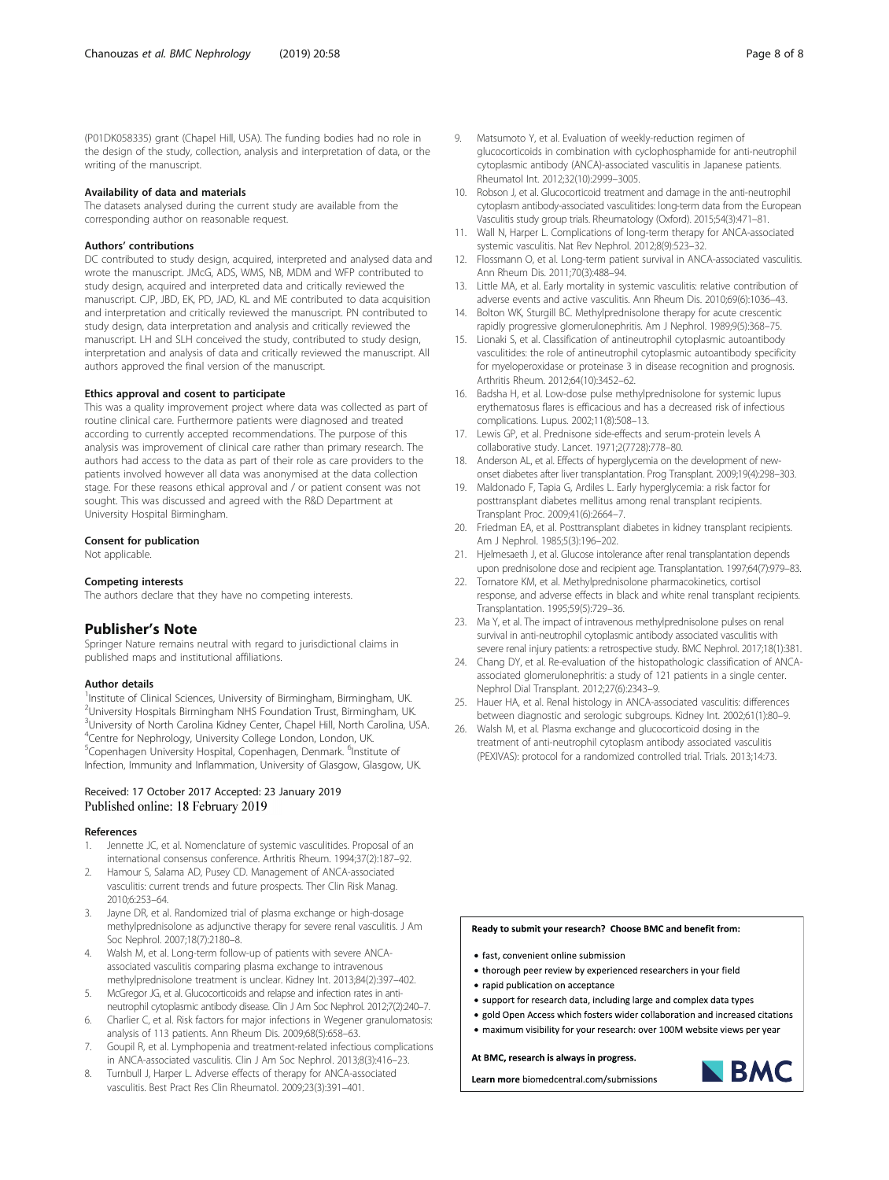(P01DK058335) grant (Chapel Hill, USA). The funding bodies had no role in the design of the study, collection, analysis and interpretation of data, or the writing of the manuscript.

#### Availability of data and materials

The datasets analysed during the current study are available from the corresponding author on reasonable request.

#### Authors' contributions

DC contributed to study design, acquired, interpreted and analysed data and wrote the manuscript. JMcG, ADS, WMS, NB, MDM and WFP contributed to study design, acquired and interpreted data and critically reviewed the manuscript. CJP, JBD, EK, PD, JAD, KL and ME contributed to data acquisition and interpretation and critically reviewed the manuscript. PN contributed to study design, data interpretation and analysis and critically reviewed the manuscript. LH and SLH conceived the study, contributed to study design, interpretation and analysis of data and critically reviewed the manuscript. All authors approved the final version of the manuscript.

#### Ethics approval and cosent to participate

This was a quality improvement project where data was collected as part of routine clinical care. Furthermore patients were diagnosed and treated according to currently accepted recommendations. The purpose of this analysis was improvement of clinical care rather than primary research. The authors had access to the data as part of their role as care providers to the patients involved however all data was anonymised at the data collection stage. For these reasons ethical approval and / or patient consent was not sought. This was discussed and agreed with the R&D Department at University Hospital Birmingham.

#### Consent for publication

Not applicable.

#### Competing interests

The authors declare that they have no competing interests.

## Publisher's Note

Springer Nature remains neutral with regard to jurisdictional claims in published maps and institutional affiliations.

#### Author details

[1]Institute of Clinical Sciences, University of Birmingham, Birmingham, UK. [2]University Hospitals Birmingham NHS Foundation Trust, Birmingham, UK. [3]University of North Carolina Kidney Center, Chapel Hill, North Carolina, USA. [4]Centre for Nephrology, University College London, London, UK. [5]Copenhagen University Hospital, Copenhagen, Denmark. [6]Institute of Infection, Immunity and Inflammation, University of Glasgow, Glasgow, UK.

Received: 17 October 2017 Accepted: 23 January 2019
Published online: 18 February 2019

#### References

1. Jennette JC, et al. Nomenclature of systemic vasculitides. Proposal of an international consensus conference. Arthritis Rheum. 1994;37(2):187–92.
2. Hamour S, Salama AD, Pusey CD. Management of ANCA-associated vasculitis: current trends and future prospects. Ther Clin Risk Manag. 2010;6:253–64.
3. Jayne DR, et al. Randomized trial of plasma exchange or high-dosage methylprednisolone as adjunctive therapy for severe renal vasculitis. J Am Soc Nephrol. 2007;18(7):2180–8.
4. Walsh M, et al. Long-term follow-up of patients with severe ANCA-associated vasculitis comparing plasma exchange to intravenous methylprednisolone treatment is unclear. Kidney Int. 2013;84(2):397–402.
5. McGregor JG, et al. Glucocorticoids and relapse and infection rates in anti-neutrophil cytoplasmic antibody disease. Clin J Am Soc Nephrol. 2012;7(2):240–7.
6. Charlier C, et al. Risk factors for major infections in Wegener granulomatosis: analysis of 113 patients. Ann Rheum Dis. 2009;68(5):658–63.
7. Goupil R, et al. Lymphopenia and treatment-related infectious complications in ANCA-associated vasculitis. Clin J Am Soc Nephrol. 2013;8(3):416–23.
8. Turnbull J, Harper L. Adverse effects of therapy for ANCA-associated vasculitis. Best Pract Res Clin Rheumatol. 2009;23(3):391–401.
9. Matsumoto Y, et al. Evaluation of weekly-reduction regimen of glucocorticoids in combination with cyclophosphamide for anti-neutrophil cytoplasmic antibody (ANCA)-associated vasculitis in Japanese patients. Rheumatol Int. 2012;32(10):2999–3005.
10. Robson J, et al. Glucocorticoid treatment and damage in the anti-neutrophil cytoplasm antibody-associated vasculitides: long-term data from the European Vasculitis study group trials. Rheumatology (Oxford). 2015;54(3):471–81.
11. Wall N, Harper L. Complications of long-term therapy for ANCA-associated systemic vasculitis. Nat Rev Nephrol. 2012;8(9):523–32.
12. Flossmann O, et al. Long-term patient survival in ANCA-associated vasculitis. Ann Rheum Dis. 2011;70(3):488–94.
13. Little MA, et al. Early mortality in systemic vasculitis: relative contribution of adverse events and active vasculitis. Ann Rheum Dis. 2010;69(6):1036–43.
14. Bolton WK, Sturgill BC. Methylprednisolone therapy for acute crescentic rapidly progressive glomerulonephritis. Am J Nephrol. 1989;9(5):368–75.
15. Lionaki S, et al. Classification of antineutrophil cytoplasmic autoantibody vasculitides: the role of antineutrophil cytoplasmic autoantibody specificity for myeloperoxidase or proteinase 3 in disease recognition and prognosis. Arthritis Rheum. 2012;64(10):3452–62.
16. Badsha H, et al. Low-dose pulse methylprednisolone for systemic lupus erythematosus flares is efficacious and has a decreased risk of infectious complications. Lupus. 2002;11(8):508–13.
17. Lewis GP, et al. Prednisone side-effects and serum-protein levels A collaborative study. Lancet. 1971;2(7728):778–80.
18. Anderson AL, et al. Effects of hyperglycemia on the development of new-onset diabetes after liver transplantation. Prog Transplant. 2009;19(4):298–303.
19. Maldonado F, Tapia G, Ardiles L. Early hyperglycemia: a risk factor for posttransplant diabetes mellitus among renal transplant recipients. Transplant Proc. 2009;41(6):2664–7.
20. Friedman EA, et al. Posttransplant diabetes in kidney transplant recipients. Am J Nephrol. 1985;5(3):196–202.
21. Hjelmesaeth J, et al. Glucose intolerance after renal transplantation depends upon prednisolone dose and recipient age. Transplantation. 1997;64(7):979–83.
22. Tornatore KM, et al. Methylprednisolone pharmacokinetics, cortisol response, and adverse effects in black and white renal transplant recipients. Transplantation. 1995;59(5):729–36.
23. Ma Y, et al. The impact of intravenous methylprednisolone pulses on renal survival in anti-neutrophil cytoplasmic antibody associated vasculitis with severe renal injury patients: a retrospective study. BMC Nephrol. 2017;18(1):381.
24. Chang DY, et al. Re-evaluation of the histopathologic classification of ANCA-associated glomerulonephritis: a study of 121 patients in a single center. Nephrol Dial Transplant. 2012;27(6):2343–9.
25. Hauer HA, et al. Renal histology in ANCA-associated vasculitis: differences between diagnostic and serologic subgroups. Kidney Int. 2002;61(1):80–9.
26. Walsh M, et al. Plasma exchange and glucocorticoid dosing in the treatment of anti-neutrophil cytoplasm antibody associated vasculitis (PEXIVAS): protocol for a randomized controlled trial. Trials. 2013;14:73.

**Ready to submit your research? Choose BMC and benefit from:**

- fast, convenient online submission
- thorough peer review by experienced researchers in your field
- rapid publication on acceptance
- support for research data, including large and complex data types
- gold Open Access which fosters wider collaboration and increased citations
- maximum visibility for your research: over 100M website views per year

**At BMC, research is always in progress.**

**Learn more** biomedcentral.com/submissions

BMC